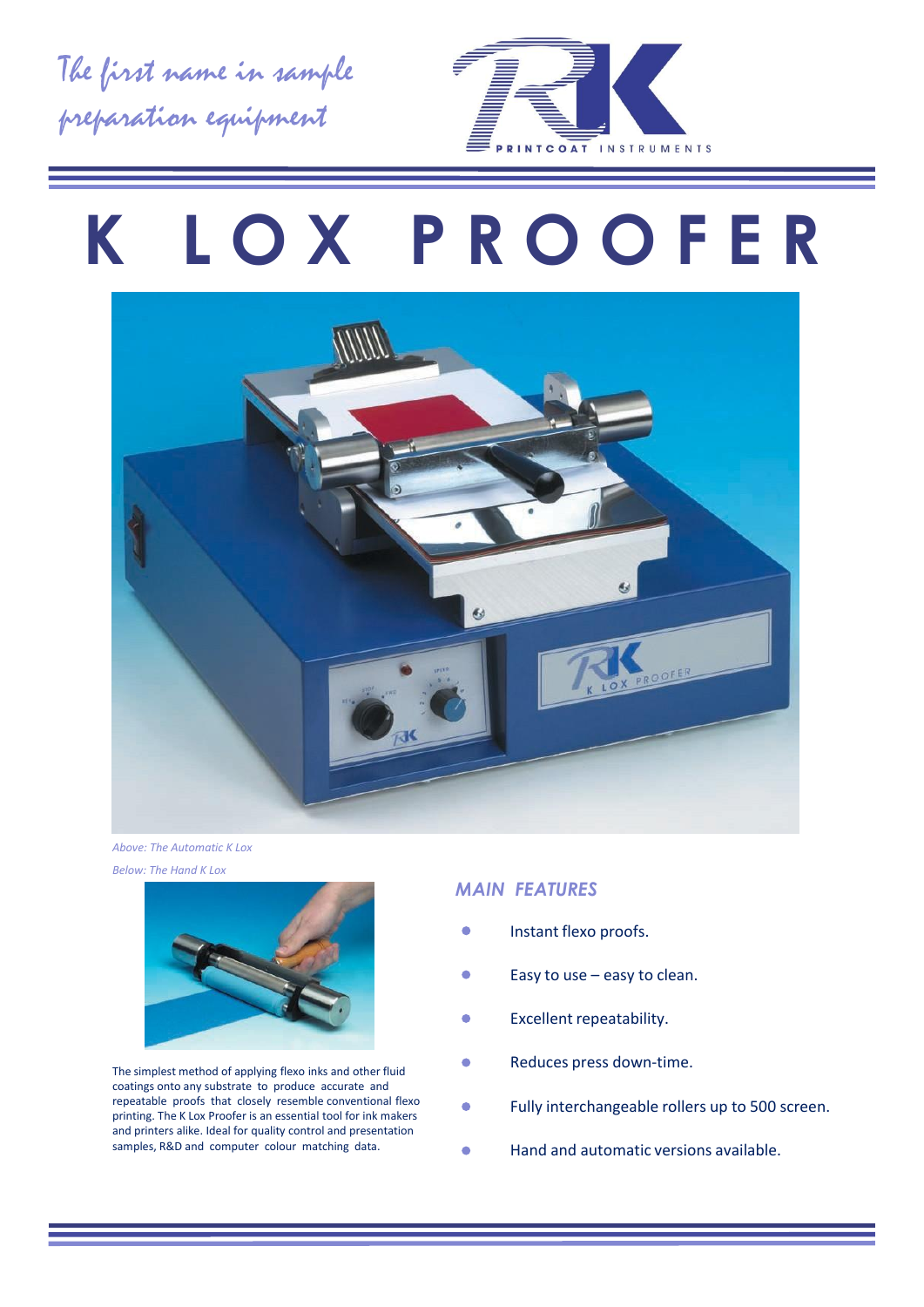*The first name in sample preparation equipment*

RK PRINTCOAT INSTRUMENTS

# K LOX PROOFER

*Above: The Automatic K Lox*

*Below: The Hand K Lox*

The simplest method of applying flexo inks and other fluid coatings onto any substrate to produce accurate and repeatable proofs that closely resemble conventional flexo printing. The K Lox Proofer is an essential tool for ink makers and printers alike. Ideal for quality control and presentation samples, R&D and computer colour matching data.

## *MAIN FEATURES*

- Instant flexo proofs.
- Easy to use – easy to clean.
- Excellent repeatability.
- Reduces press down-time.
- Fully interchangeable rollers up to 500 screen.
- Hand and automatic versions available.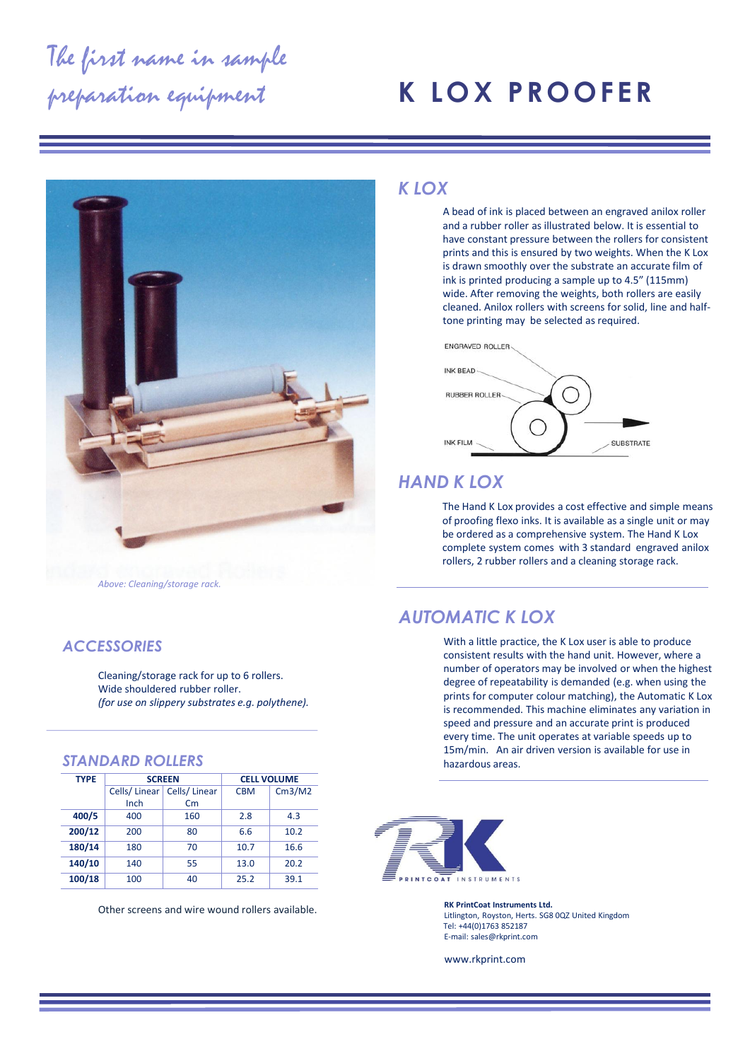*The first name in sample preparation equipment*

# K LOX PROOFER

*Above: Cleaning/storage rack.*

## *K LOX*

A bead of ink is placed between an engraved anilox roller and a rubber roller as illustrated below. It is essential to have constant pressure between the rollers for consistent prints and this is ensured by two weights. When the K Lox is drawn smoothly over the substrate an accurate film of ink is printed producing a sample up to 4.5" (115mm) wide. After removing the weights, both rollers are easily cleaned. Anilox rollers with screens for solid, line and half-tone printing may be selected as required.

ENGRAVED ROLLER
INK BEAD
RUBBER ROLLER
INK FILM
SUBSTRATE

## *HAND K LOX*

The Hand K Lox provides a cost effective and simple means of proofing flexo inks. It is available as a single unit or may be ordered as a comprehensive system. The Hand K Lox complete system comes with 3 standard engraved anilox rollers, 2 rubber rollers and a cleaning storage rack.

## *AUTOMATIC K LOX*

With a little practice, the K Lox user is able to produce consistent results with the hand unit. However, where a number of operators may be involved or when the highest degree of repeatability is demanded (e.g. when using the prints for computer colour matching), the Automatic K Lox is recommended. This machine eliminates any variation in speed and pressure and an accurate print is produced every time. The unit operates at variable speeds up to 15m/min. An air driven version is available for use in hazardous areas.

## *ACCESSORIES*

Cleaning/storage rack for up to 6 rollers.
Wide shouldered rubber roller.
*(for use on slippery substrates e.g. polythene).*

## *STANDARD ROLLERS*

| TYPE | SCREEN | | CELL VOLUME | |
|---|---|---|---|---|
| | Cells/ Linear Inch | Cells/ Linear Cm | CBM | Cm3/M2 |
| **400/5** | 400 | 160 | 2.8 | 4.3 |
| **200/12** | 200 | 80 | 6.6 | 10.2 |
| **180/14** | 180 | 70 | 10.7 | 16.6 |
| **140/10** | 140 | 55 | 13.0 | 20.2 |
| **100/18** | 100 | 40 | 25.2 | 39.1 |

Other screens and wire wound rollers available.

PRINTCOAT INSTRUMENTS

**RK PrintCoat Instruments Ltd.**
Litlington, Royston, Herts. SG8 0QZ United Kingdom
Tel: +44(0)1763 852187
E-mail: sales@rkprint.com

www.rkprint.com